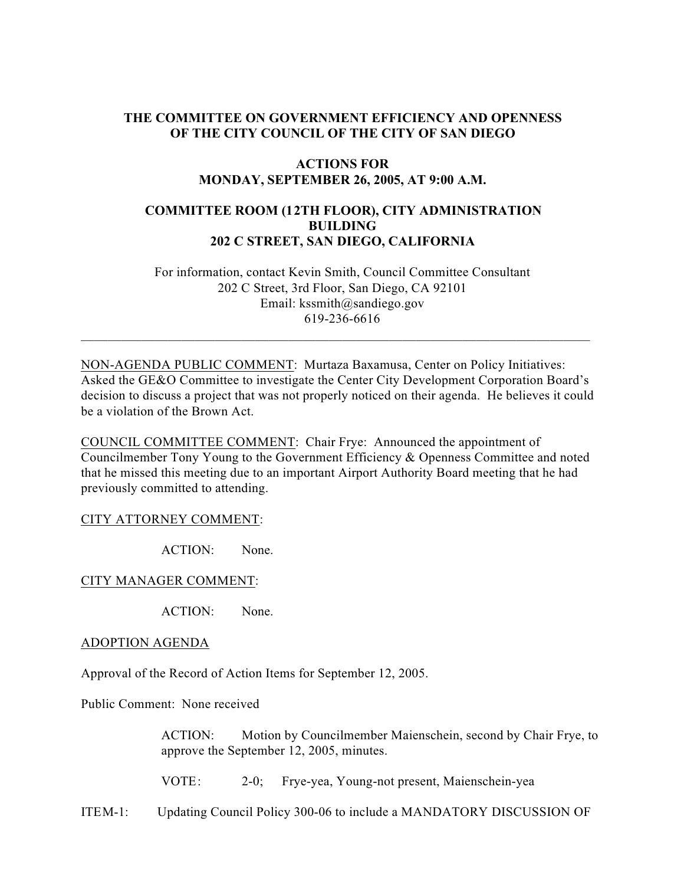# THE COMMITTEE ON GOVERNMENT EFFICIENCY AND OPENNESS OF THE CITY COUNCIL OF THE CITY OF SAN DIEGO

## ACTIONS FOR MONDAY, SEPTEMBER 26, 2005, AT 9:00 A.M.

## COMMITTEE ROOM (12TH FLOOR), CITY ADMINISTRATION BUILDING 202 C STREET, SAN DIEGO, CALIFORNIA

For information, contact Kevin Smith, Council Committee Consultant
202 C Street, 3rd Floor, San Diego, CA 92101
Email: kssmith@sandiego.gov
619-236-6616

---

NON-AGENDA PUBLIC COMMENT: Murtaza Baxamusa, Center on Policy Initiatives: Asked the GE&O Committee to investigate the Center City Development Corporation Board's decision to discuss a project that was not properly noticed on their agenda. He believes it could be a violation of the Brown Act.

COUNCIL COMMITTEE COMMENT: Chair Frye: Announced the appointment of Councilmember Tony Young to the Government Efficiency & Openness Committee and noted that he missed this meeting due to an important Airport Authority Board meeting that he had previously committed to attending.

CITY ATTORNEY COMMENT:

ACTION: None.

CITY MANAGER COMMENT:

ACTION: None.

ADOPTION AGENDA

Approval of the Record of Action Items for September 12, 2005.

Public Comment: None received

ACTION: Motion by Councilmember Maienschein, second by Chair Frye, to approve the September 12, 2005, minutes.

VOTE: 2-0; Frye-yea, Young-not present, Maienschein-yea

ITEM-1: Updating Council Policy 300-06 to include a MANDATORY DISCUSSION OF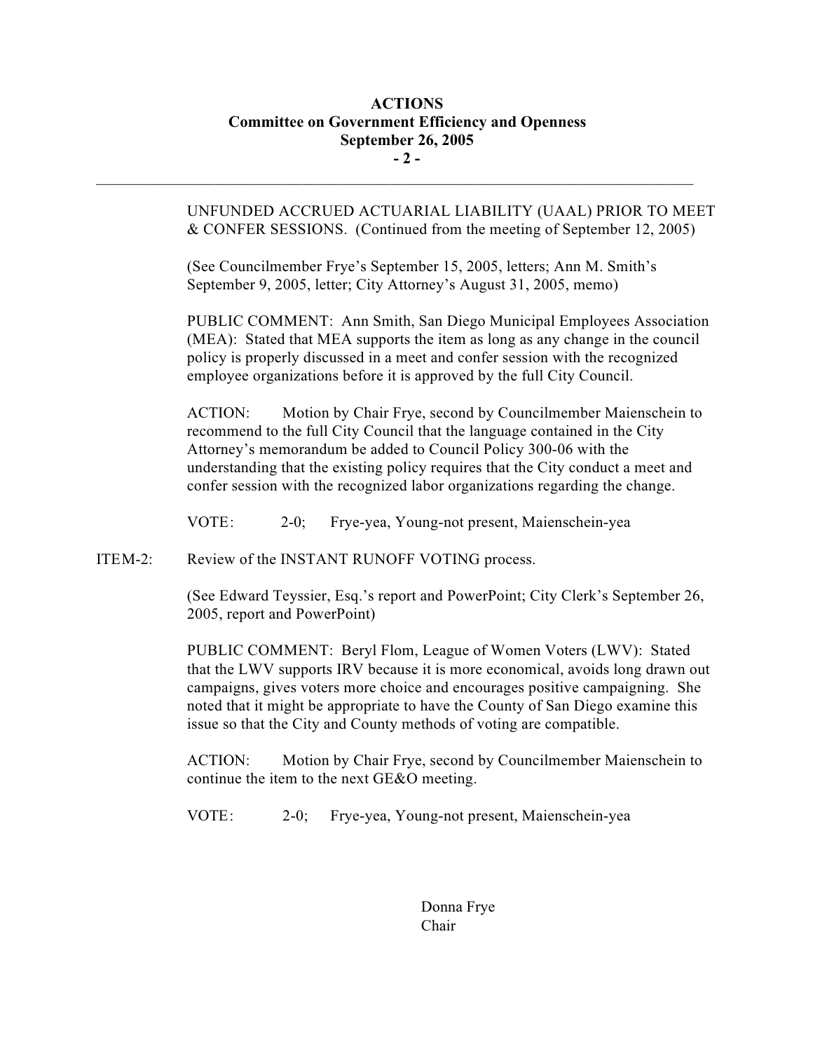UNFUNDED ACCRUED ACTUARIAL LIABILITY (UAAL) PRIOR TO MEET & CONFER SESSIONS. (Continued from the meeting of September 12, 2005)

(See Councilmember Frye's September 15, 2005, letters; Ann M. Smith's September 9, 2005, letter; City Attorney's August 31, 2005, memo)

PUBLIC COMMENT: Ann Smith, San Diego Municipal Employees Association (MEA): Stated that MEA supports the item as long as any change in the council policy is properly discussed in a meet and confer session with the recognized employee organizations before it is approved by the full City Council.

ACTION: Motion by Chair Frye, second by Councilmember Maienschein to recommend to the full City Council that the language contained in the City Attorney's memorandum be added to Council Policy 300-06 with the understanding that the existing policy requires that the City conduct a meet and confer session with the recognized labor organizations regarding the change.

VOTE: 2-0; Frye-yea, Young-not present, Maienschein-yea

ITEM-2: Review of the INSTANT RUNOFF VOTING process.

(See Edward Teyssier, Esq.'s report and PowerPoint; City Clerk's September 26, 2005, report and PowerPoint)

PUBLIC COMMENT: Beryl Flom, League of Women Voters (LWV): Stated that the LWV supports IRV because it is more economical, avoids long drawn out campaigns, gives voters more choice and encourages positive campaigning. She noted that it might be appropriate to have the County of San Diego examine this issue so that the City and County methods of voting are compatible.

ACTION: Motion by Chair Frye, second by Councilmember Maienschein to continue the item to the next GE&O meeting.

VOTE: 2-0; Frye-yea, Young-not present, Maienschein-yea

Donna Frye
Chair